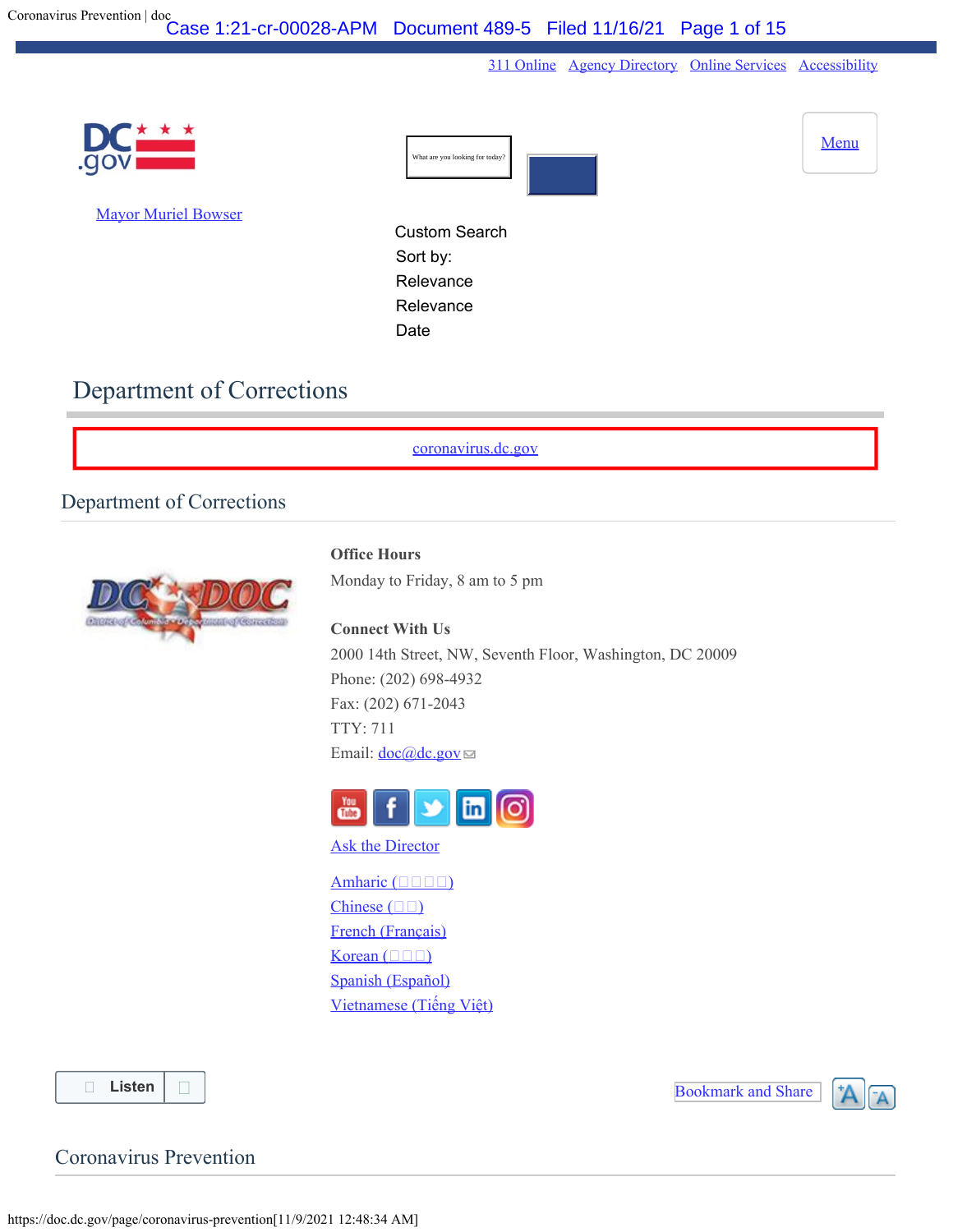[311 Online](#) [Agency Directory](#) [Online Services](#) [Accessibility](#)

[Mayor Muriel Bowser](#)

What are you looking for today?

Custom Search

Sort by:

Relevance

Relevance

Date

Menu

# Department of Corrections

[coronavirus.dc.gov](#)

## Department of Corrections

**Office Hours**

Monday to Friday, 8 am to 5 pm

**Connect With Us**

2000 14th Street, NW, Seventh Floor, Washington, DC 20009

Phone: (202) 698-4932

Fax: (202) 671-2043

TTY: 711

Email: [doc@dc.gov](#)

[Ask the Director](#)

[Amharic (□□□□)](#)
[Chinese (□□)](#)
[French (Français)](#)
[Korean (□□□)](#)
[Spanish (Español)](#)
[Vietnamese (Tiếng Việt)](#)

Listen

Bookmark and Share

## Coronavirus Prevention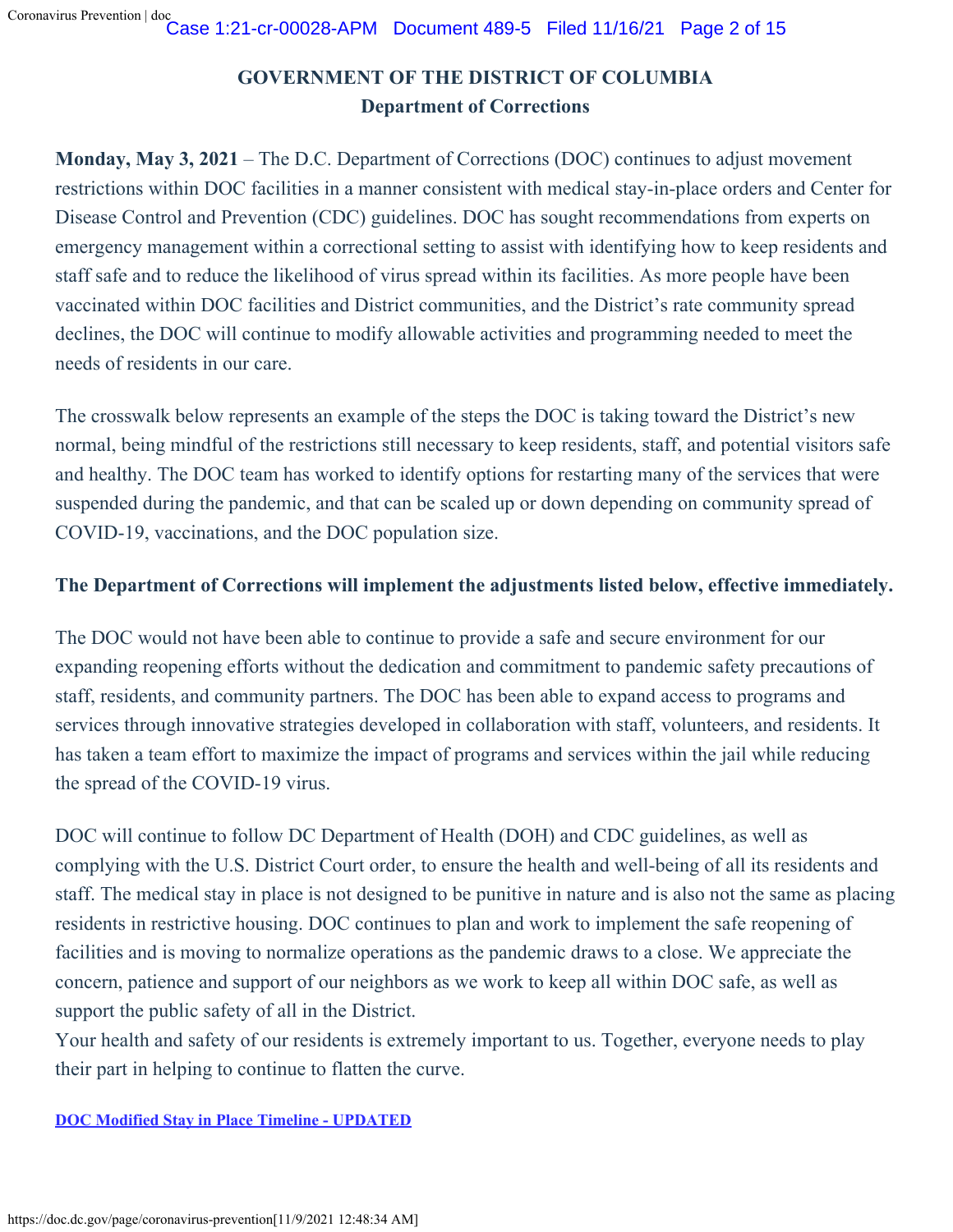**GOVERNMENT OF THE DISTRICT OF COLUMBIA**
**Department of Corrections**

**Monday, May 3, 2021** – The D.C. Department of Corrections (DOC) continues to adjust movement restrictions within DOC facilities in a manner consistent with medical stay-in-place orders and Center for Disease Control and Prevention (CDC) guidelines. DOC has sought recommendations from experts on emergency management within a correctional setting to assist with identifying how to keep residents and staff safe and to reduce the likelihood of virus spread within its facilities. As more people have been vaccinated within DOC facilities and District communities, and the District's rate community spread declines, the DOC will continue to modify allowable activities and programming needed to meet the needs of residents in our care.

The crosswalk below represents an example of the steps the DOC is taking toward the District's new normal, being mindful of the restrictions still necessary to keep residents, staff, and potential visitors safe and healthy. The DOC team has worked to identify options for restarting many of the services that were suspended during the pandemic, and that can be scaled up or down depending on community spread of COVID-19, vaccinations, and the DOC population size.

**The Department of Corrections will implement the adjustments listed below, effective immediately.**

The DOC would not have been able to continue to provide a safe and secure environment for our expanding reopening efforts without the dedication and commitment to pandemic safety precautions of staff, residents, and community partners. The DOC has been able to expand access to programs and services through innovative strategies developed in collaboration with staff, volunteers, and residents. It has taken a team effort to maximize the impact of programs and services within the jail while reducing the spread of the COVID-19 virus.

DOC will continue to follow DC Department of Health (DOH) and CDC guidelines, as well as complying with the U.S. District Court order, to ensure the health and well-being of all its residents and staff. The medical stay in place is not designed to be punitive in nature and is also not the same as placing residents in restrictive housing. DOC continues to plan and work to implement the safe reopening of facilities and is moving to normalize operations as the pandemic draws to a close. We appreciate the concern, patience and support of our neighbors as we work to keep all within DOC safe, as well as support the public safety of all in the District.
Your health and safety of our residents is extremely important to us. Together, everyone needs to play their part in helping to continue to flatten the curve.

**DOC Modified Stay in Place Timeline - UPDATED**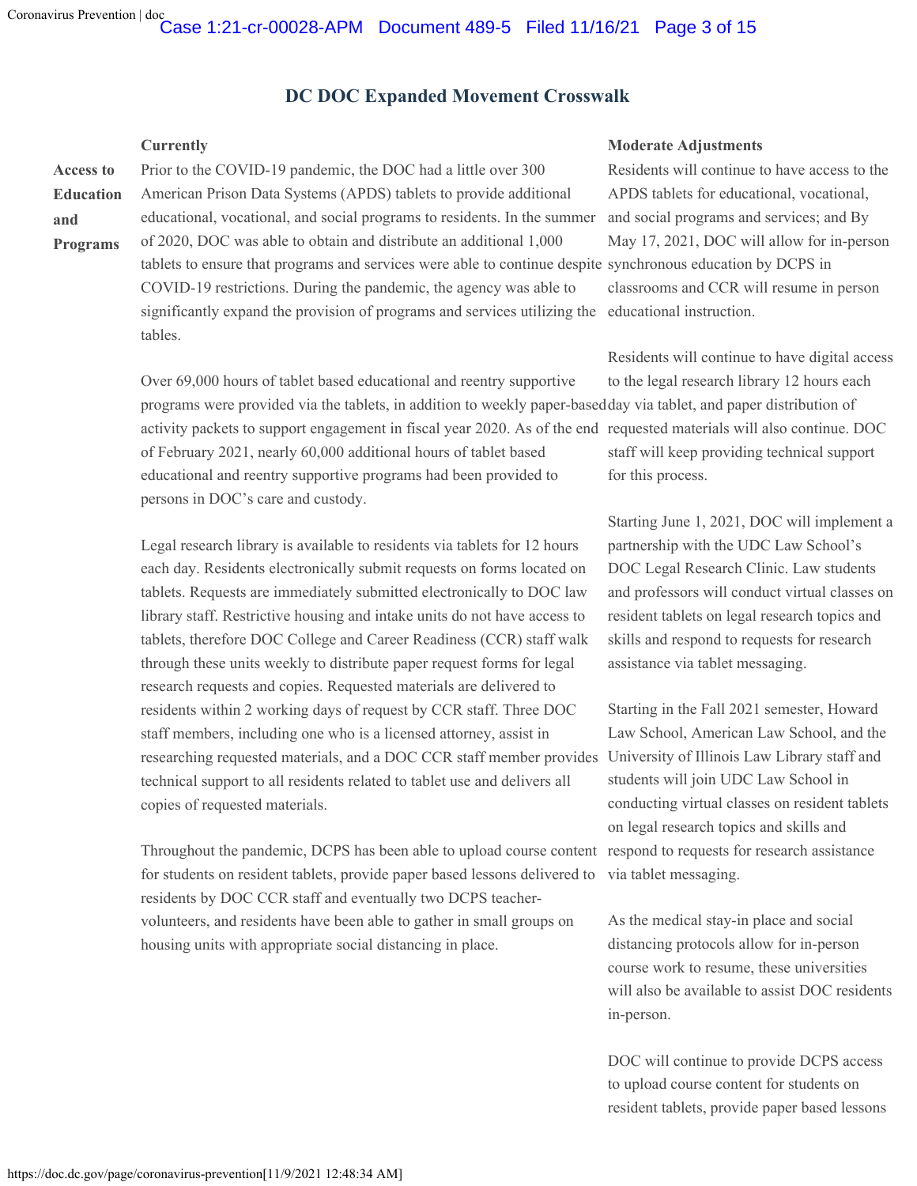## DC DOC Expanded Movement Crosswalk

| | Currently | Moderate Adjustments |
|---|---|---|
| **Access to Education and Programs** | Prior to the COVID-19 pandemic, the DOC had a little over 300 American Prison Data Systems (APDS) tablets to provide additional educational, vocational, and social programs to residents. In the summer of 2020, DOC was able to obtain and distribute an additional 1,000 tablets to ensure that programs and services were able to continue despite COVID-19 restrictions. During the pandemic, the agency was able to significantly expand the provision of programs and services utilizing the tables.<br><br>Over 69,000 hours of tablet based educational and reentry supportive programs were provided via the tablets, in addition to weekly paper-based activity packets to support engagement in fiscal year 2020. As of the end of February 2021, nearly 60,000 additional hours of tablet based educational and reentry supportive programs had been provided to persons in DOC's care and custody.<br><br>Legal research library is available to residents via tablets for 12 hours each day. Residents electronically submit requests on forms located on tablets. Requests are immediately submitted electronically to DOC law library staff. Restrictive housing and intake units do not have access to tablets, therefore DOC College and Career Readiness (CCR) staff walk through these units weekly to distribute paper request forms for legal research requests and copies. Requested materials are delivered to residents within 2 working days of request by CCR staff. Three DOC staff members, including one who is a licensed attorney, assist in researching requested materials, and a DOC CCR staff member provides technical support to all residents related to tablet use and delivers all copies of requested materials.<br><br>Throughout the pandemic, DCPS has been able to upload course content for students on resident tablets, provide paper based lessons delivered to residents by DOC CCR staff and eventually two DCPS teacher-volunteers, and residents have been able to gather in small groups on housing units with appropriate social distancing in place. | Residents will continue to have access to the APDS tablets for educational, vocational, and social programs and services; and By May 17, 2021, DOC will allow for in-person synchronous education by DCPS in classrooms and CCR will resume in person educational instruction.<br><br>Residents will continue to have digital access to the legal research library 12 hours each day via tablet, and paper distribution of requested materials will also continue. DOC staff will keep providing technical support for this process.<br><br>Starting June 1, 2021, DOC will implement a partnership with the UDC Law School's DOC Legal Research Clinic. Law students and professors will conduct virtual classes on resident tablets on legal research topics and skills and respond to requests for research assistance via tablet messaging.<br><br>Starting in the Fall 2021 semester, Howard Law School, American Law School, and the University of Illinois Law Library staff and students will join UDC Law School in conducting virtual classes on resident tablets on legal research topics and skills and respond to requests for research assistance via tablet messaging.<br><br>As the medical stay-in place and social distancing protocols allow for in-person course work to resume, these universities will also be available to assist DOC residents in-person.<br><br>DOC will continue to provide DCPS access to upload course content for students on resident tablets, provide paper based lessons |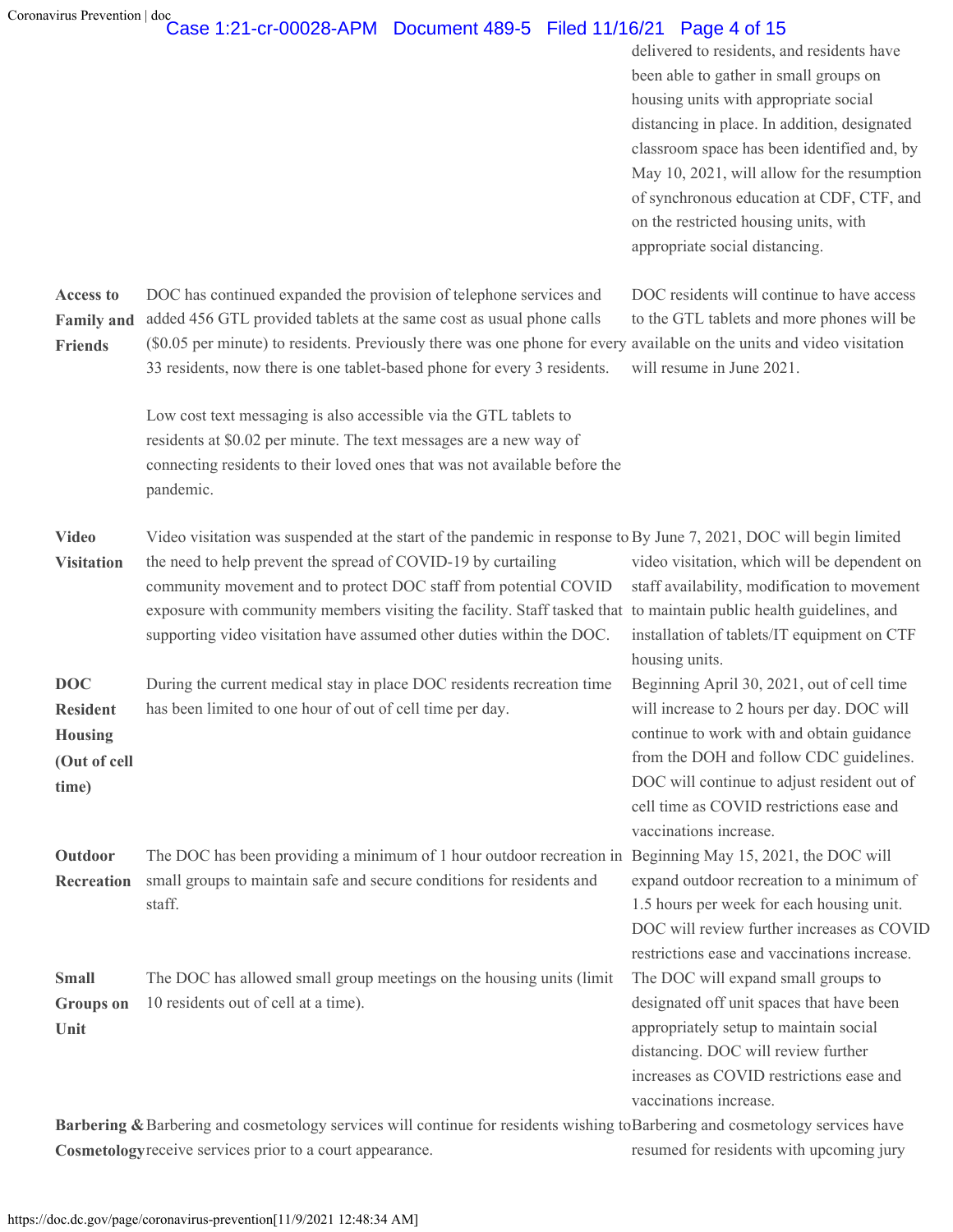| | | |
|---|---|---|
| | | delivered to residents, and residents have been able to gather in small groups on housing units with appropriate social distancing in place. In addition, designated classroom space has been identified and, by May 10, 2021, will allow for the resumption of synchronous education at CDF, CTF, and on the restricted housing units, with appropriate social distancing. |
| **Access to Family and Friends** | DOC has continued expanded the provision of telephone services and added 456 GTL provided tablets at the same cost as usual phone calls ($0.05 per minute) to residents. Previously there was one phone for every 33 residents, now there is one tablet-based phone for every 3 residents.<br><br>Low cost text messaging is also accessible via the GTL tablets to residents at $0.02 per minute. The text messages are a new way of connecting residents to their loved ones that was not available before the pandemic. | DOC residents will continue to have access to the GTL tablets and more phones will be available on the units and video visitation will resume in June 2021. |
| **Video Visitation** | Video visitation was suspended at the start of the pandemic in response to the need to help prevent the spread of COVID-19 by curtailing community movement and to protect DOC staff from potential COVID exposure with community members visiting the facility. Staff tasked that supporting video visitation have assumed other duties within the DOC. | By June 7, 2021, DOC will begin limited video visitation, which will be dependent on staff availability, modification to movement to maintain public health guidelines, and installation of tablets/IT equipment on CTF housing units. |
| **DOC Resident Housing (Out of cell time)** | During the current medical stay in place DOC residents recreation time has been limited to one hour of out of cell time per day. | Beginning April 30, 2021, out of cell time will increase to 2 hours per day. DOC will continue to work with and obtain guidance from the DOH and follow CDC guidelines. DOC will continue to adjust resident out of cell time as COVID restrictions ease and vaccinations increase. |
| **Outdoor Recreation** | The DOC has been providing a minimum of 1 hour outdoor recreation in small groups to maintain safe and secure conditions for residents and staff. | Beginning May 15, 2021, the DOC will expand outdoor recreation to a minimum of 1.5 hours per week for each housing unit. DOC will review further increases as COVID restrictions ease and vaccinations increase. |
| **Small Groups on Unit** | The DOC has allowed small group meetings on the housing units (limit 10 residents out of cell at a time). | The DOC will expand small groups to designated off unit spaces that have been appropriately setup to maintain social distancing. DOC will review further increases as COVID restrictions ease and vaccinations increase. |
| **Barbering & Cosmetology** | Barbering and cosmetology services will continue for residents wishing to receive services prior to a court appearance. | Barbering and cosmetology services have resumed for residents with upcoming jury |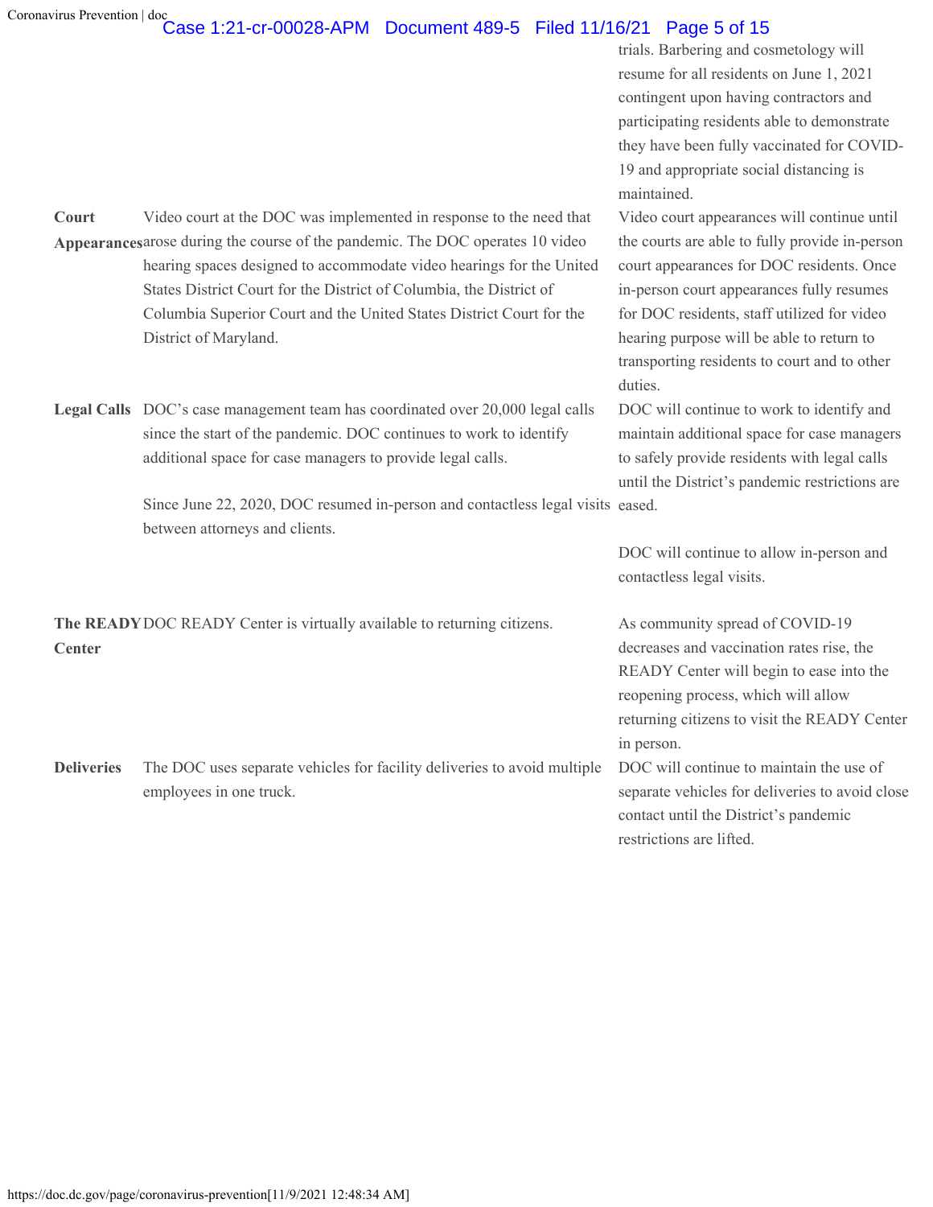| | | |
|---|---|---|
| | | trials. Barbering and cosmetology will resume for all residents on June 1, 2021 contingent upon having contractors and participating residents able to demonstrate they have been fully vaccinated for COVID-19 and appropriate social distancing is maintained. |
| **Court Appearances** | Video court at the DOC was implemented in response to the need that arose during the course of the pandemic. The DOC operates 10 video hearing spaces designed to accommodate video hearings for the United States District Court for the District of Columbia, the District of Columbia Superior Court and the United States District Court for the District of Maryland. | Video court appearances will continue until the courts are able to fully provide in-person court appearances for DOC residents. Once in-person court appearances fully resumes for DOC residents, staff utilized for video hearing purpose will be able to return to transporting residents to court and to other duties. |
| **Legal Calls** | DOC's case management team has coordinated over 20,000 legal calls since the start of the pandemic. DOC continues to work to identify additional space for case managers to provide legal calls.<br><br>Since June 22, 2020, DOC resumed in-person and contactless legal visits between attorneys and clients. | DOC will continue to work to identify and maintain additional space for case managers to safely provide residents with legal calls until the District's pandemic restrictions are eased.<br><br>DOC will continue to allow in-person and contactless legal visits. |
| **The READY Center** | DOC READY Center is virtually available to returning citizens. | As community spread of COVID-19 decreases and vaccination rates rise, the READY Center will begin to ease into the reopening process, which will allow returning citizens to visit the READY Center in person. |
| **Deliveries** | The DOC uses separate vehicles for facility deliveries to avoid multiple employees in one truck. | DOC will continue to maintain the use of separate vehicles for deliveries to avoid close contact until the District's pandemic restrictions are lifted. |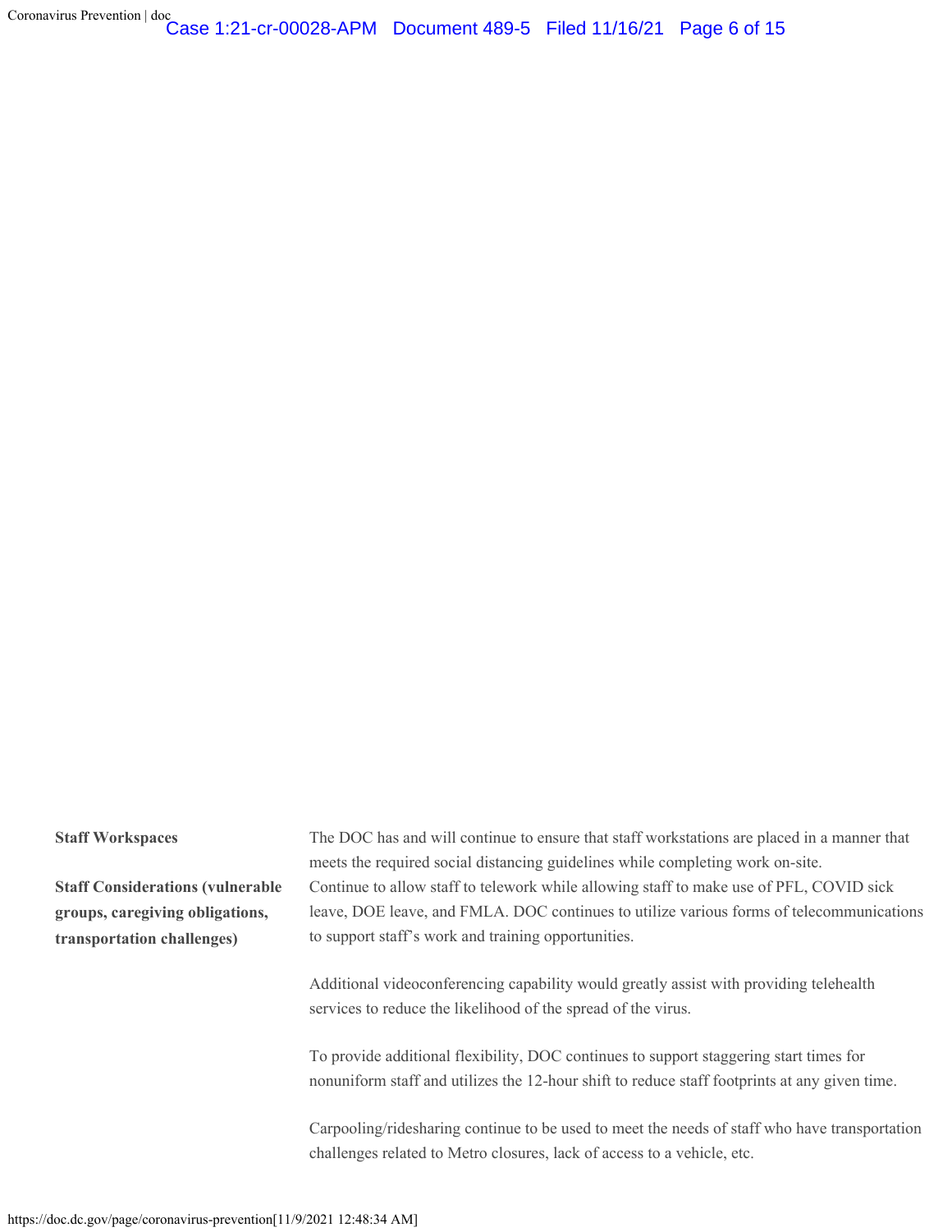| | |
|---|---|
| **Staff Workspaces** | The DOC has and will continue to ensure that staff workstations are placed in a manner that meets the required social distancing guidelines while completing work on-site. |
| **Staff Considerations (vulnerable groups, caregiving obligations, transportation challenges)** | Continue to allow staff to telework while allowing staff to make use of PFL, COVID sick leave, DOE leave, and FMLA. DOC continues to utilize various forms of telecommunications to support staff's work and training opportunities.<br><br>Additional videoconferencing capability would greatly assist with providing telehealth services to reduce the likelihood of the spread of the virus.<br><br>To provide additional flexibility, DOC continues to support staggering start times for nonuniform staff and utilizes the 12-hour shift to reduce staff footprints at any given time.<br><br>Carpooling/ridesharing continue to be used to meet the needs of staff who have transportation challenges related to Metro closures, lack of access to a vehicle, etc. |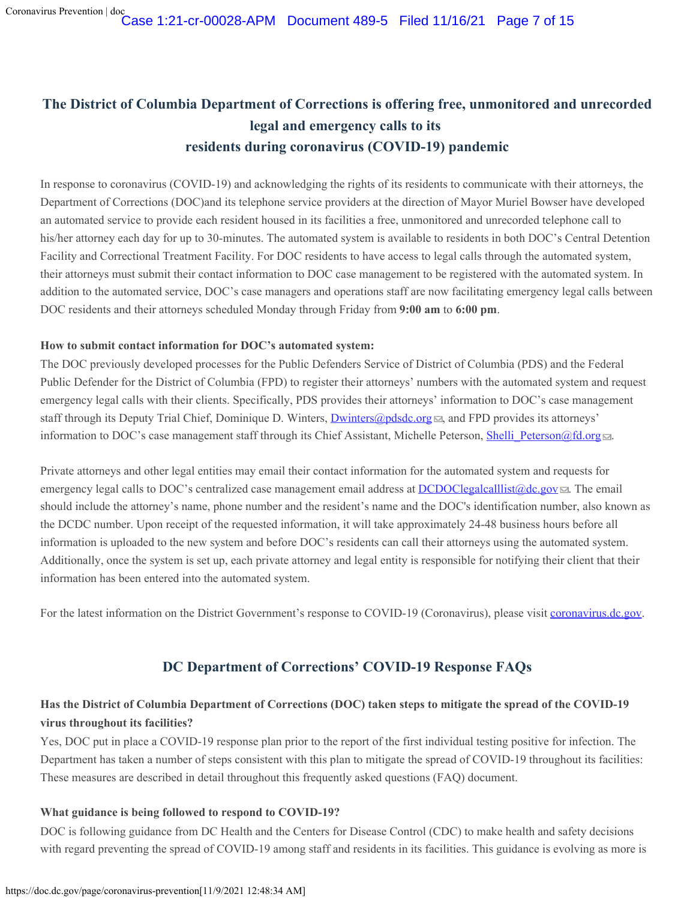## The District of Columbia Department of Corrections is offering free, unmonitored and unrecorded legal and emergency calls to its residents during coronavirus (COVID-19) pandemic

In response to coronavirus (COVID-19) and acknowledging the rights of its residents to communicate with their attorneys, the Department of Corrections (DOC)and its telephone service providers at the direction of Mayor Muriel Bowser have developed an automated service to provide each resident housed in its facilities a free, unmonitored and unrecorded telephone call to his/her attorney each day for up to 30-minutes. The automated system is available to residents in both DOC's Central Detention Facility and Correctional Treatment Facility. For DOC residents to have access to legal calls through the automated system, their attorneys must submit their contact information to DOC case management to be registered with the automated system. In addition to the automated service, DOC's case managers and operations staff are now facilitating emergency legal calls between DOC residents and their attorneys scheduled Monday through Friday from **9:00 am** to **6:00 pm**.

**How to submit contact information for DOC's automated system:**

The DOC previously developed processes for the Public Defenders Service of District of Columbia (PDS) and the Federal Public Defender for the District of Columbia (FPD) to register their attorneys' numbers with the automated system and request emergency legal calls with their clients. Specifically, PDS provides their attorneys' information to DOC's case management staff through its Deputy Trial Chief, Dominique D. Winters, Dwinters@pdsdc.org, and FPD provides its attorneys' information to DOC's case management staff through its Chief Assistant, Michelle Peterson, Shelli_Peterson@fd.org.

Private attorneys and other legal entities may email their contact information for the automated system and requests for emergency legal calls to DOC's centralized case management email address at DCDOClegalcalllist@dc.gov. The email should include the attorney's name, phone number and the resident's name and the DOC's identification number, also known as the DCDC number. Upon receipt of the requested information, it will take approximately 24-48 business hours before all information is uploaded to the new system and before DOC's residents can call their attorneys using the automated system. Additionally, once the system is set up, each private attorney and legal entity is responsible for notifying their client that their information has been entered into the automated system.

For the latest information on the District Government's response to COVID-19 (Coronavirus), please visit coronavirus.dc.gov.

## DC Department of Corrections' COVID-19 Response FAQs

**Has the District of Columbia Department of Corrections (DOC) taken steps to mitigate the spread of the COVID-19 virus throughout its facilities?**

Yes, DOC put in place a COVID-19 response plan prior to the report of the first individual testing positive for infection. The Department has taken a number of steps consistent with this plan to mitigate the spread of COVID-19 throughout its facilities: These measures are described in detail throughout this frequently asked questions (FAQ) document.

**What guidance is being followed to respond to COVID-19?**

DOC is following guidance from DC Health and the Centers for Disease Control (CDC) to make health and safety decisions with regard preventing the spread of COVID-19 among staff and residents in its facilities. This guidance is evolving as more is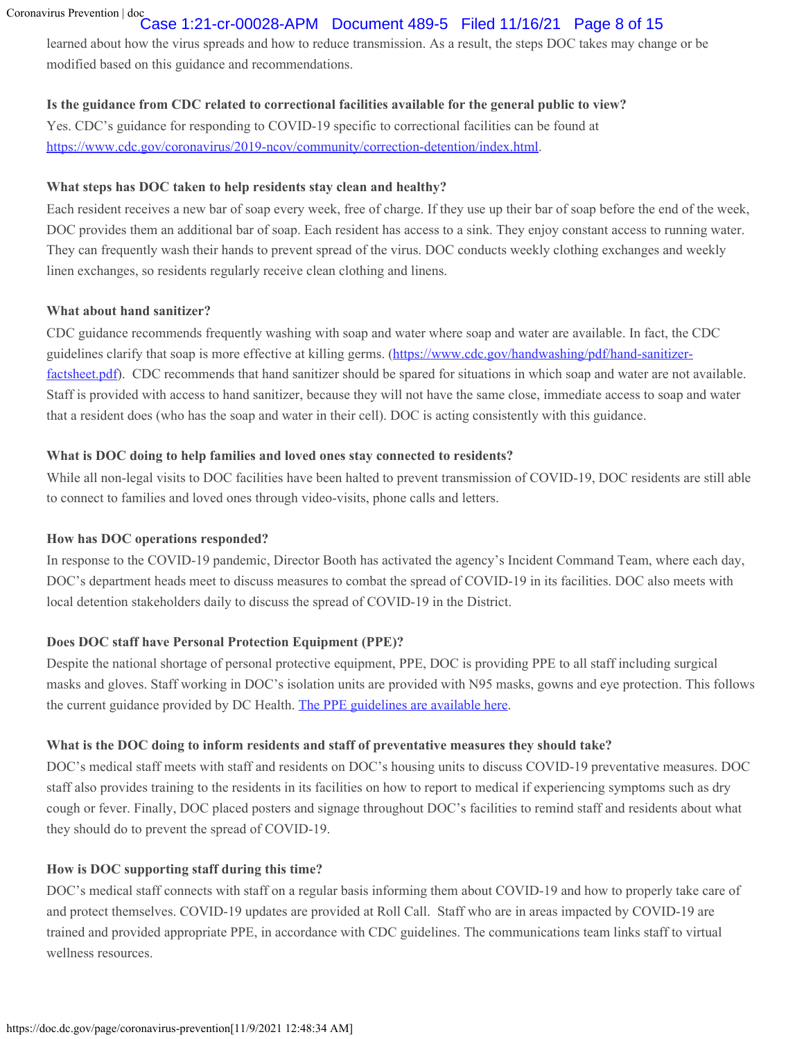learned about how the virus spreads and how to reduce transmission. As a result, the steps DOC takes may change or be modified based on this guidance and recommendations.

**Is the guidance from CDC related to correctional facilities available for the general public to view?**

Yes. CDC's guidance for responding to COVID-19 specific to correctional facilities can be found at [https://www.cdc.gov/coronavirus/2019-ncov/community/correction-detention/index.html](https://www.cdc.gov/coronavirus/2019-ncov/community/correction-detention/index.html).

**What steps has DOC taken to help residents stay clean and healthy?**

Each resident receives a new bar of soap every week, free of charge. If they use up their bar of soap before the end of the week, DOC provides them an additional bar of soap. Each resident has access to a sink. They enjoy constant access to running water. They can frequently wash their hands to prevent spread of the virus. DOC conducts weekly clothing exchanges and weekly linen exchanges, so residents regularly receive clean clothing and linens.

**What about hand sanitizer?**

CDC guidance recommends frequently washing with soap and water where soap and water are available. In fact, the CDC guidelines clarify that soap is more effective at killing germs. ([https://www.cdc.gov/handwashing/pdf/hand-sanitizer-factsheet.pdf](https://www.cdc.gov/handwashing/pdf/hand-sanitizer-factsheet.pdf)). CDC recommends that hand sanitizer should be spared for situations in which soap and water are not available. Staff is provided with access to hand sanitizer, because they will not have the same close, immediate access to soap and water that a resident does (who has the soap and water in their cell). DOC is acting consistently with this guidance.

**What is DOC doing to help families and loved ones stay connected to residents?**

While all non-legal visits to DOC facilities have been halted to prevent transmission of COVID-19, DOC residents are still able to connect to families and loved ones through video-visits, phone calls and letters.

**How has DOC operations responded?**

In response to the COVID-19 pandemic, Director Booth has activated the agency's Incident Command Team, where each day, DOC's department heads meet to discuss measures to combat the spread of COVID-19 in its facilities. DOC also meets with local detention stakeholders daily to discuss the spread of COVID-19 in the District.

**Does DOC staff have Personal Protection Equipment (PPE)?**

Despite the national shortage of personal protective equipment, PPE, DOC is providing PPE to all staff including surgical masks and gloves. Staff working in DOC's isolation units are provided with N95 masks, gowns and eye protection. This follows the current guidance provided by DC Health. The PPE guidelines are available here.

**What is the DOC doing to inform residents and staff of preventative measures they should take?**

DOC's medical staff meets with staff and residents on DOC's housing units to discuss COVID-19 preventative measures. DOC staff also provides training to the residents in its facilities on how to report to medical if experiencing symptoms such as dry cough or fever. Finally, DOC placed posters and signage throughout DOC's facilities to remind staff and residents about what they should do to prevent the spread of COVID-19.

**How is DOC supporting staff during this time?**

DOC's medical staff connects with staff on a regular basis informing them about COVID-19 and how to properly take care of and protect themselves. COVID-19 updates are provided at Roll Call. Staff who are in areas impacted by COVID-19 are trained and provided appropriate PPE, in accordance with CDC guidelines. The communications team links staff to virtual wellness resources.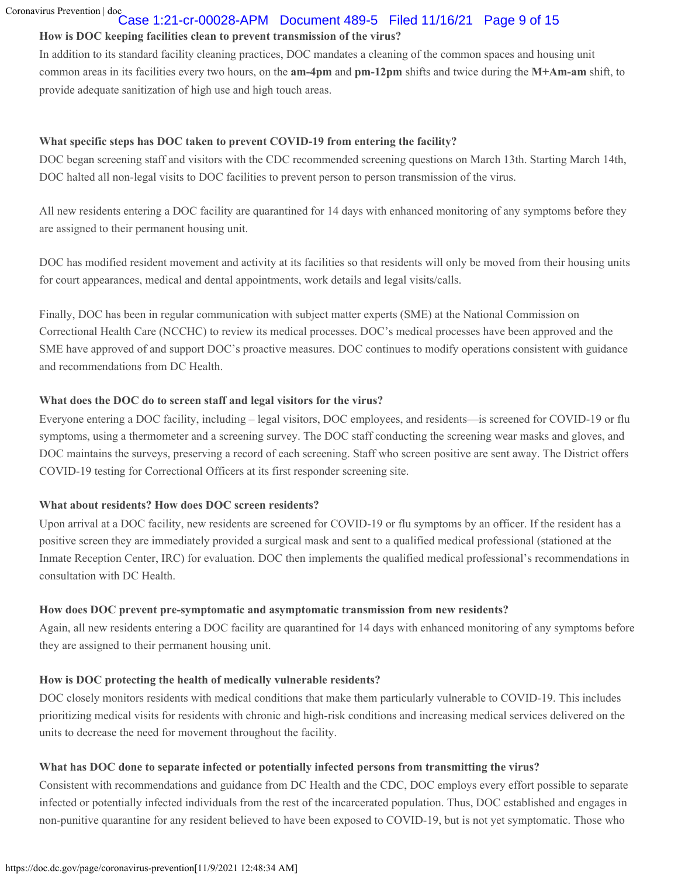**How is DOC keeping facilities clean to prevent transmission of the virus?**

In addition to its standard facility cleaning practices, DOC mandates a cleaning of the common spaces and housing unit common areas in its facilities every two hours, on the **am-4pm** and **pm-12pm** shifts and twice during the **M+Am-am** shift, to provide adequate sanitization of high use and high touch areas.

**What specific steps has DOC taken to prevent COVID-19 from entering the facility?**

DOC began screening staff and visitors with the CDC recommended screening questions on March 13th. Starting March 14th, DOC halted all non-legal visits to DOC facilities to prevent person to person transmission of the virus.

All new residents entering a DOC facility are quarantined for 14 days with enhanced monitoring of any symptoms before they are assigned to their permanent housing unit.

DOC has modified resident movement and activity at its facilities so that residents will only be moved from their housing units for court appearances, medical and dental appointments, work details and legal visits/calls.

Finally, DOC has been in regular communication with subject matter experts (SME) at the National Commission on Correctional Health Care (NCCHC) to review its medical processes. DOC's medical processes have been approved and the SME have approved of and support DOC's proactive measures. DOC continues to modify operations consistent with guidance and recommendations from DC Health.

**What does the DOC do to screen staff and legal visitors for the virus?**

Everyone entering a DOC facility, including – legal visitors, DOC employees, and residents—is screened for COVID-19 or flu symptoms, using a thermometer and a screening survey. The DOC staff conducting the screening wear masks and gloves, and DOC maintains the surveys, preserving a record of each screening. Staff who screen positive are sent away. The District offers COVID-19 testing for Correctional Officers at its first responder screening site.

**What about residents? How does DOC screen residents?**

Upon arrival at a DOC facility, new residents are screened for COVID-19 or flu symptoms by an officer. If the resident has a positive screen they are immediately provided a surgical mask and sent to a qualified medical professional (stationed at the Inmate Reception Center, IRC) for evaluation. DOC then implements the qualified medical professional's recommendations in consultation with DC Health.

**How does DOC prevent pre-symptomatic and asymptomatic transmission from new residents?**

Again, all new residents entering a DOC facility are quarantined for 14 days with enhanced monitoring of any symptoms before they are assigned to their permanent housing unit.

**How is DOC protecting the health of medically vulnerable residents?**

DOC closely monitors residents with medical conditions that make them particularly vulnerable to COVID-19. This includes prioritizing medical visits for residents with chronic and high-risk conditions and increasing medical services delivered on the units to decrease the need for movement throughout the facility.

**What has DOC done to separate infected or potentially infected persons from transmitting the virus?**

Consistent with recommendations and guidance from DC Health and the CDC, DOC employs every effort possible to separate infected or potentially infected individuals from the rest of the incarcerated population. Thus, DOC established and engages in non-punitive quarantine for any resident believed to have been exposed to COVID-19, but is not yet symptomatic. Those who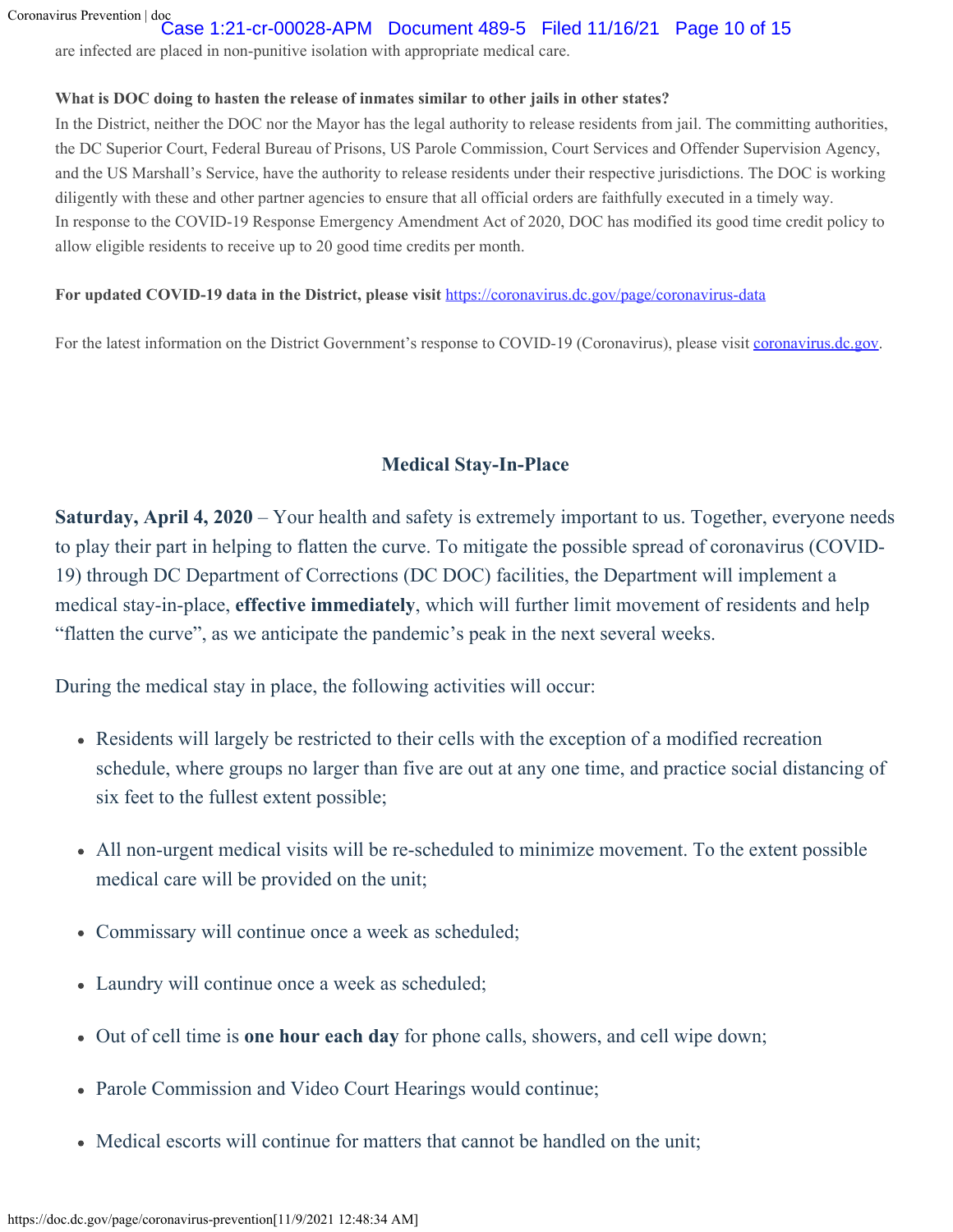are infected are placed in non-punitive isolation with appropriate medical care.

**What is DOC doing to hasten the release of inmates similar to other jails in other states?**

In the District, neither the DOC nor the Mayor has the legal authority to release residents from jail. The committing authorities, the DC Superior Court, Federal Bureau of Prisons, US Parole Commission, Court Services and Offender Supervision Agency, and the US Marshall's Service, have the authority to release residents under their respective jurisdictions. The DOC is working diligently with these and other partner agencies to ensure that all official orders are faithfully executed in a timely way.

In response to the COVID-19 Response Emergency Amendment Act of 2020, DOC has modified its good time credit policy to allow eligible residents to receive up to 20 good time credits per month.

**For updated COVID-19 data in the District, please visit** [https://coronavirus.dc.gov/page/coronavirus-data](https://coronavirus.dc.gov/page/coronavirus-data)

For the latest information on the District Government's response to COVID-19 (Coronavirus), please visit [coronavirus.dc.gov](https://coronavirus.dc.gov).

## Medical Stay-In-Place

**Saturday, April 4, 2020** – Your health and safety is extremely important to us. Together, everyone needs to play their part in helping to flatten the curve. To mitigate the possible spread of coronavirus (COVID-19) through DC Department of Corrections (DC DOC) facilities, the Department will implement a medical stay-in-place, **effective immediately**, which will further limit movement of residents and help "flatten the curve", as we anticipate the pandemic's peak in the next several weeks.

During the medical stay in place, the following activities will occur:

- Residents will largely be restricted to their cells with the exception of a modified recreation schedule, where groups no larger than five are out at any one time, and practice social distancing of six feet to the fullest extent possible;
- All non-urgent medical visits will be re-scheduled to minimize movement. To the extent possible medical care will be provided on the unit;
- Commissary will continue once a week as scheduled;
- Laundry will continue once a week as scheduled;
- Out of cell time is **one hour each day** for phone calls, showers, and cell wipe down;
- Parole Commission and Video Court Hearings would continue;
- Medical escorts will continue for matters that cannot be handled on the unit;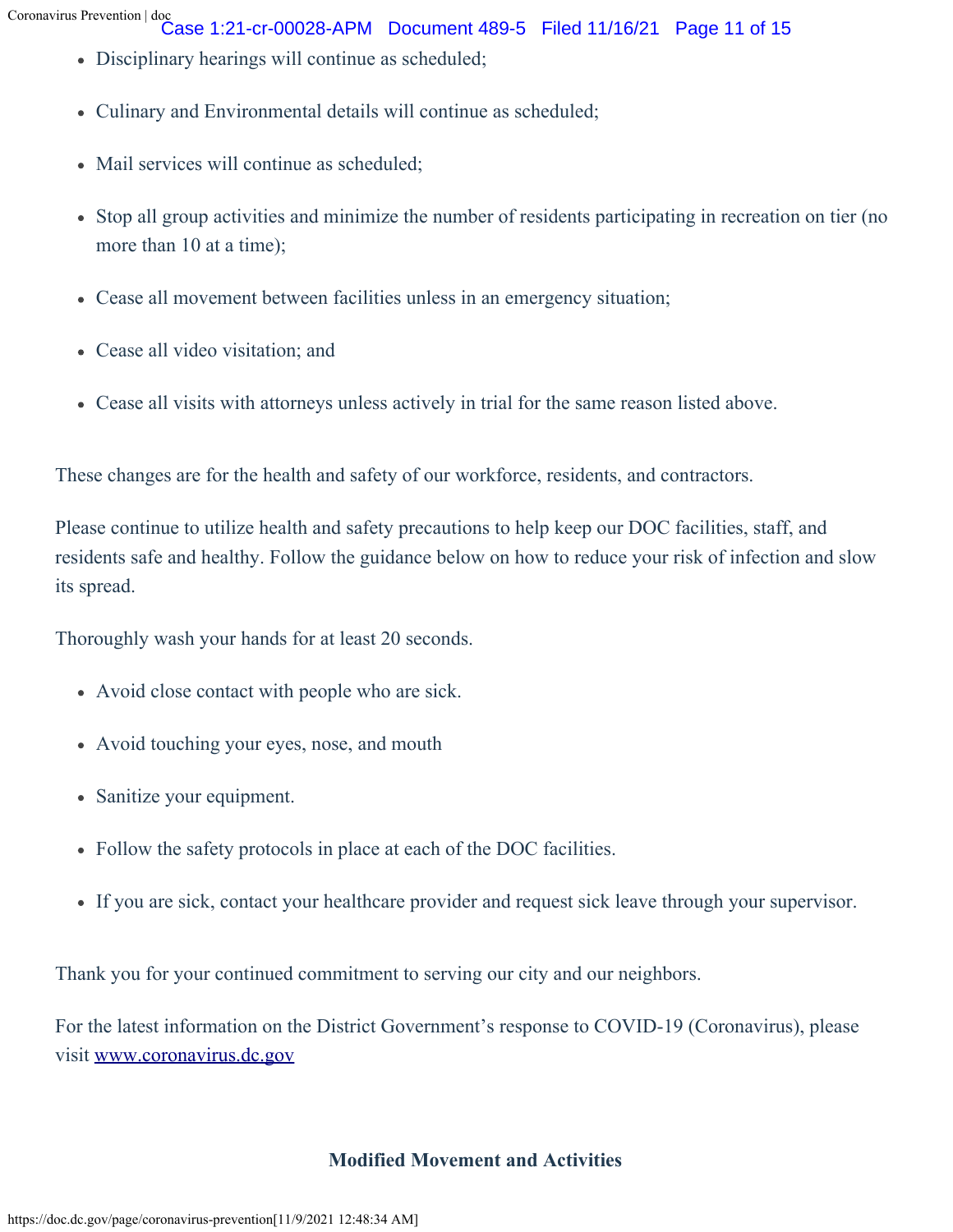- Disciplinary hearings will continue as scheduled;
- Culinary and Environmental details will continue as scheduled;
- Mail services will continue as scheduled;
- Stop all group activities and minimize the number of residents participating in recreation on tier (no more than 10 at a time);
- Cease all movement between facilities unless in an emergency situation;
- Cease all video visitation; and
- Cease all visits with attorneys unless actively in trial for the same reason listed above.

These changes are for the health and safety of our workforce, residents, and contractors.

Please continue to utilize health and safety precautions to help keep our DOC facilities, staff, and residents safe and healthy. Follow the guidance below on how to reduce your risk of infection and slow its spread.

Thoroughly wash your hands for at least 20 seconds.

- Avoid close contact with people who are sick.
- Avoid touching your eyes, nose, and mouth
- Sanitize your equipment.
- Follow the safety protocols in place at each of the DOC facilities.
- If you are sick, contact your healthcare provider and request sick leave through your supervisor.

Thank you for your continued commitment to serving our city and our neighbors.

For the latest information on the District Government's response to COVID-19 (Coronavirus), please visit [www.coronavirus.dc.gov](www.coronavirus.dc.gov)

**Modified Movement and Activities**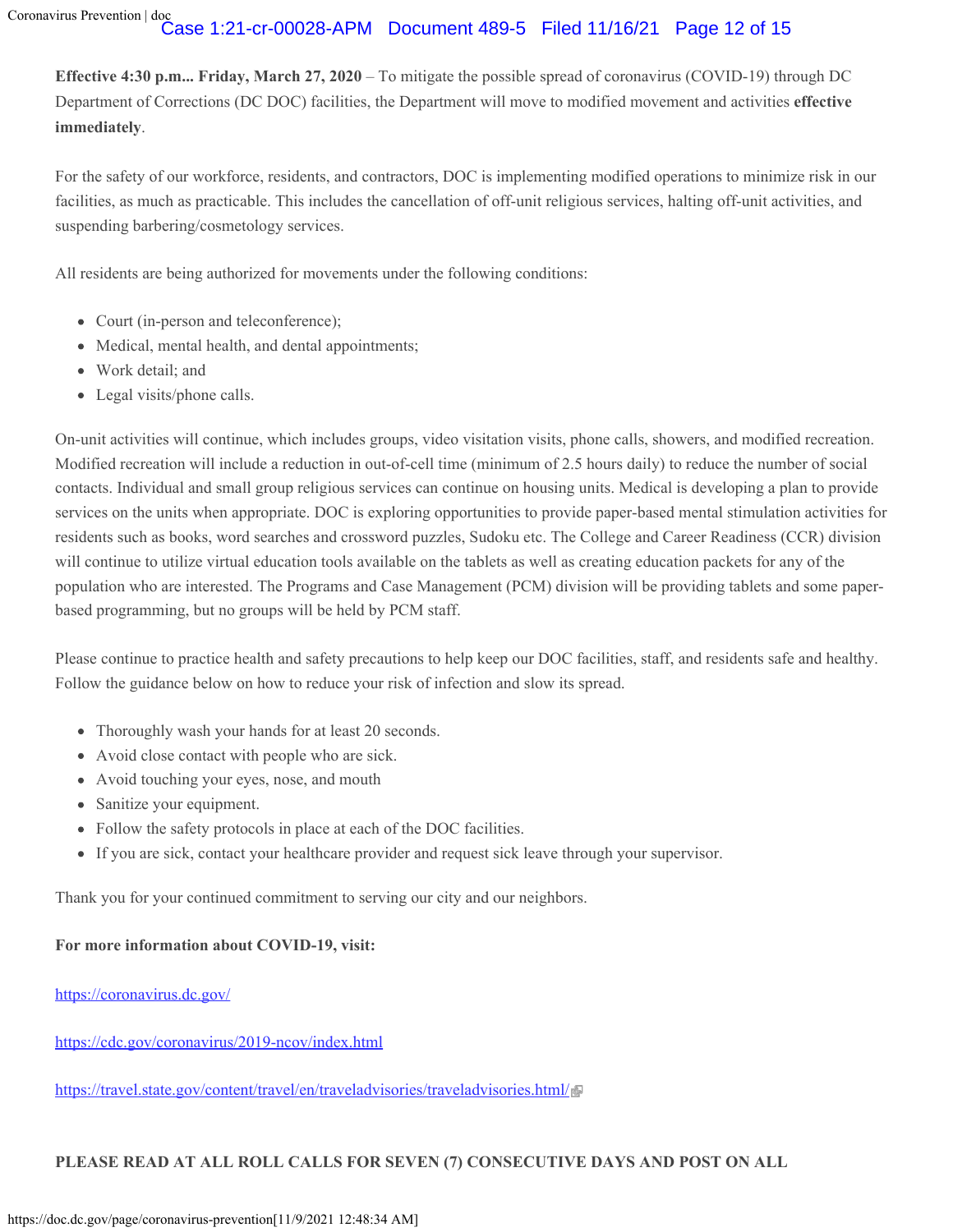**Effective 4:30 p.m... Friday, March 27, 2020** – To mitigate the possible spread of coronavirus (COVID-19) through DC Department of Corrections (DC DOC) facilities, the Department will move to modified movement and activities **effective immediately**.

For the safety of our workforce, residents, and contractors, DOC is implementing modified operations to minimize risk in our facilities, as much as practicable. This includes the cancellation of off-unit religious services, halting off-unit activities, and suspending barbering/cosmetology services.

All residents are being authorized for movements under the following conditions:

- Court (in-person and teleconference);
- Medical, mental health, and dental appointments;
- Work detail; and
- Legal visits/phone calls.

On-unit activities will continue, which includes groups, video visitation visits, phone calls, showers, and modified recreation. Modified recreation will include a reduction in out-of-cell time (minimum of 2.5 hours daily) to reduce the number of social contacts. Individual and small group religious services can continue on housing units. Medical is developing a plan to provide services on the units when appropriate. DOC is exploring opportunities to provide paper-based mental stimulation activities for residents such as books, word searches and crossword puzzles, Sudoku etc. The College and Career Readiness (CCR) division will continue to utilize virtual education tools available on the tablets as well as creating education packets for any of the population who are interested. The Programs and Case Management (PCM) division will be providing tablets and some paper-based programming, but no groups will be held by PCM staff.

Please continue to practice health and safety precautions to help keep our DOC facilities, staff, and residents safe and healthy. Follow the guidance below on how to reduce your risk of infection and slow its spread.

- Thoroughly wash your hands for at least 20 seconds.
- Avoid close contact with people who are sick.
- Avoid touching your eyes, nose, and mouth
- Sanitize your equipment.
- Follow the safety protocols in place at each of the DOC facilities.
- If you are sick, contact your healthcare provider and request sick leave through your supervisor.

Thank you for your continued commitment to serving our city and our neighbors.

**For more information about COVID-19, visit:**

https://coronavirus.dc.gov/

https://cdc.gov/coronavirus/2019-ncov/index.html

https://travel.state.gov/content/travel/en/traveladvisories/traveladvisories.html/

**PLEASE READ AT ALL ROLL CALLS FOR SEVEN (7) CONSECUTIVE DAYS AND POST ON ALL**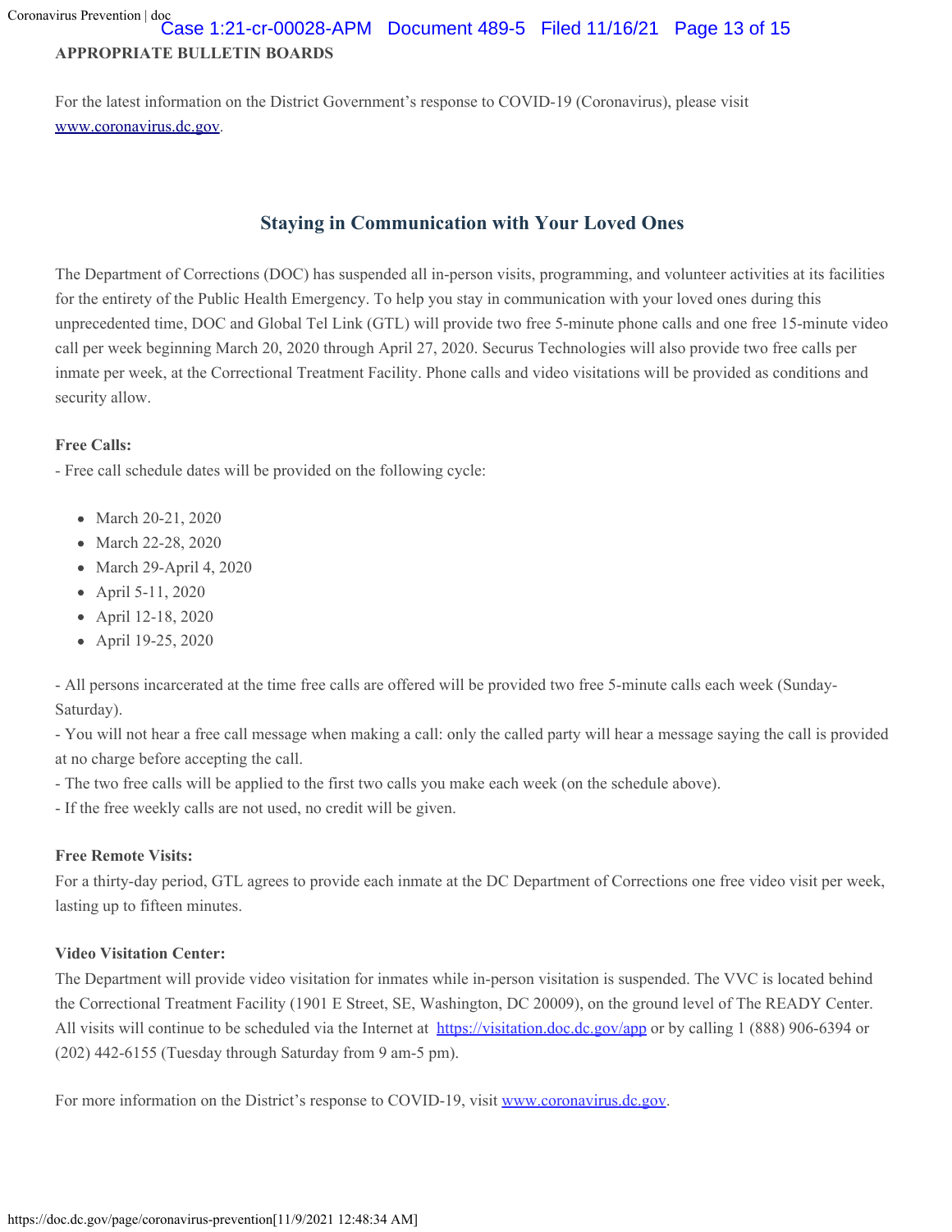**APPROPRIATE BULLETIN BOARDS**

For the latest information on the District Government's response to COVID-19 (Coronavirus), please visit [www.coronavirus.dc.gov](www.coronavirus.dc.gov).

## Staying in Communication with Your Loved Ones

The Department of Corrections (DOC) has suspended all in-person visits, programming, and volunteer activities at its facilities for the entirety of the Public Health Emergency. To help you stay in communication with your loved ones during this unprecedented time, DOC and Global Tel Link (GTL) will provide two free 5-minute phone calls and one free 15-minute video call per week beginning March 20, 2020 through April 27, 2020. Securus Technologies will also provide two free calls per inmate per week, at the Correctional Treatment Facility. Phone calls and video visitations will be provided as conditions and security allow.

**Free Calls:**
- Free call schedule dates will be provided on the following cycle:

- March 20-21, 2020
- March 22-28, 2020
- March 29-April 4, 2020
- April 5-11, 2020
- April 12-18, 2020
- April 19-25, 2020

- All persons incarcerated at the time free calls are offered will be provided two free 5-minute calls each week (Sunday-Saturday).
- You will not hear a free call message when making a call: only the called party will hear a message saying the call is provided at no charge before accepting the call.
- The two free calls will be applied to the first two calls you make each week (on the schedule above).
- If the free weekly calls are not used, no credit will be given.

**Free Remote Visits:**
For a thirty-day period, GTL agrees to provide each inmate at the DC Department of Corrections one free video visit per week, lasting up to fifteen minutes.

**Video Visitation Center:**
The Department will provide video visitation for inmates while in-person visitation is suspended. The VVC is located behind the Correctional Treatment Facility (1901 E Street, SE, Washington, DC 20009), on the ground level of The READY Center. All visits will continue to be scheduled via the Internet at [https://visitation.doc.dc.gov/app](https://visitation.doc.dc.gov/app) or by calling 1 (888) 906-6394 or (202) 442-6155 (Tuesday through Saturday from 9 am-5 pm).

For more information on the District's response to COVID-19, visit [www.coronavirus.dc.gov](www.coronavirus.dc.gov).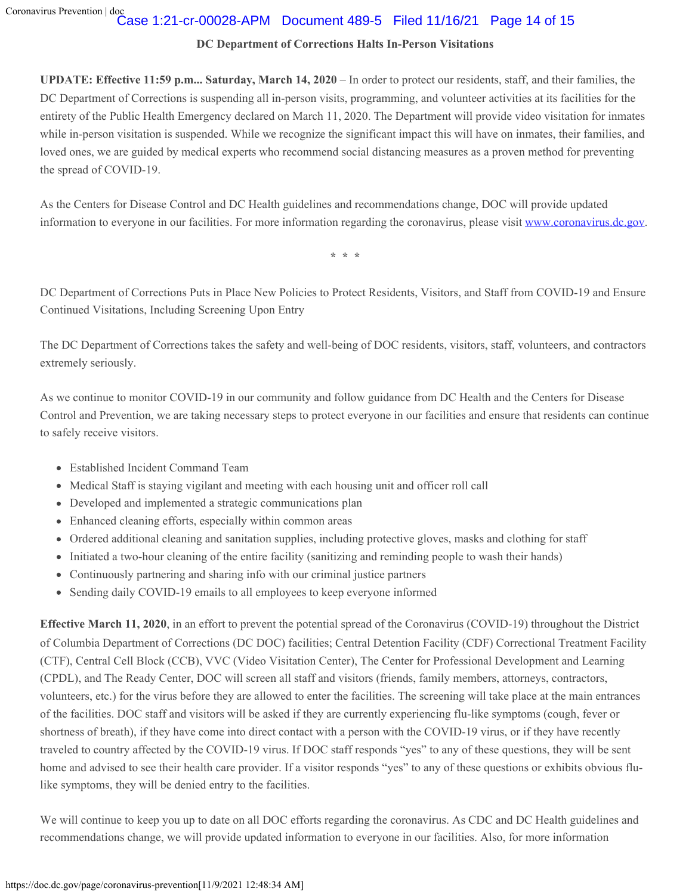**DC Department of Corrections Halts In-Person Visitations**

**UPDATE: Effective 11:59 p.m... Saturday, March 14, 2020** – In order to protect our residents, staff, and their families, the DC Department of Corrections is suspending all in-person visits, programming, and volunteer activities at its facilities for the entirety of the Public Health Emergency declared on March 11, 2020. The Department will provide video visitation for inmates while in-person visitation is suspended. While we recognize the significant impact this will have on inmates, their families, and loved ones, we are guided by medical experts who recommend social distancing measures as a proven method for preventing the spread of COVID-19.

As the Centers for Disease Control and DC Health guidelines and recommendations change, DOC will provide updated information to everyone in our facilities. For more information regarding the coronavirus, please visit [www.coronavirus.dc.gov](www.coronavirus.dc.gov).

\* \* \*

DC Department of Corrections Puts in Place New Policies to Protect Residents, Visitors, and Staff from COVID-19 and Ensure Continued Visitations, Including Screening Upon Entry

The DC Department of Corrections takes the safety and well-being of DOC residents, visitors, staff, volunteers, and contractors extremely seriously.

As we continue to monitor COVID-19 in our community and follow guidance from DC Health and the Centers for Disease Control and Prevention, we are taking necessary steps to protect everyone in our facilities and ensure that residents can continue to safely receive visitors.

- Established Incident Command Team
- Medical Staff is staying vigilant and meeting with each housing unit and officer roll call
- Developed and implemented a strategic communications plan
- Enhanced cleaning efforts, especially within common areas
- Ordered additional cleaning and sanitation supplies, including protective gloves, masks and clothing for staff
- Initiated a two-hour cleaning of the entire facility (sanitizing and reminding people to wash their hands)
- Continuously partnering and sharing info with our criminal justice partners
- Sending daily COVID-19 emails to all employees to keep everyone informed

**Effective March 11, 2020**, in an effort to prevent the potential spread of the Coronavirus (COVID-19) throughout the District of Columbia Department of Corrections (DC DOC) facilities; Central Detention Facility (CDF) Correctional Treatment Facility (CTF), Central Cell Block (CCB), VVC (Video Visitation Center), The Center for Professional Development and Learning (CPDL), and The Ready Center, DOC will screen all staff and visitors (friends, family members, attorneys, contractors, volunteers, etc.) for the virus before they are allowed to enter the facilities. The screening will take place at the main entrances of the facilities. DOC staff and visitors will be asked if they are currently experiencing flu-like symptoms (cough, fever or shortness of breath), if they have come into direct contact with a person with the COVID-19 virus, or if they have recently traveled to country affected by the COVID-19 virus. If DOC staff responds "yes" to any of these questions, they will be sent home and advised to see their health care provider. If a visitor responds "yes" to any of these questions or exhibits obvious flu-like symptoms, they will be denied entry to the facilities.

We will continue to keep you up to date on all DOC efforts regarding the coronavirus. As CDC and DC Health guidelines and recommendations change, we will provide updated information to everyone in our facilities. Also, for more information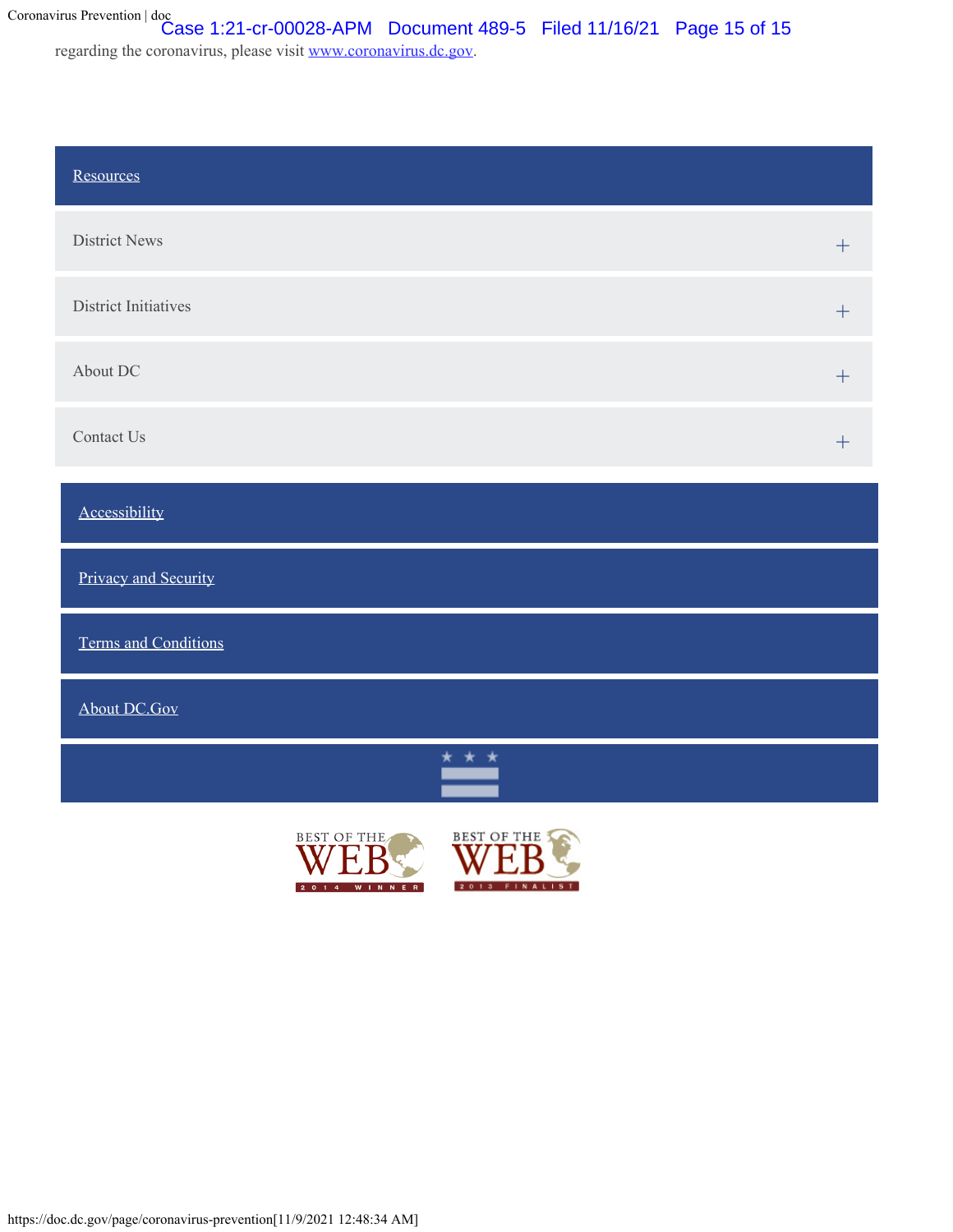regarding the coronavirus, please visit [www.coronavirus.dc.gov](www.coronavirus.dc.gov).

Resources

District News +

District Initiatives +

About DC +

Contact Us +

Accessibility

Privacy and Security

Terms and Conditions

About DC.Gov

BEST OF THE WEB 2014 WINNER

BEST OF THE WEB 2013 FINALIST